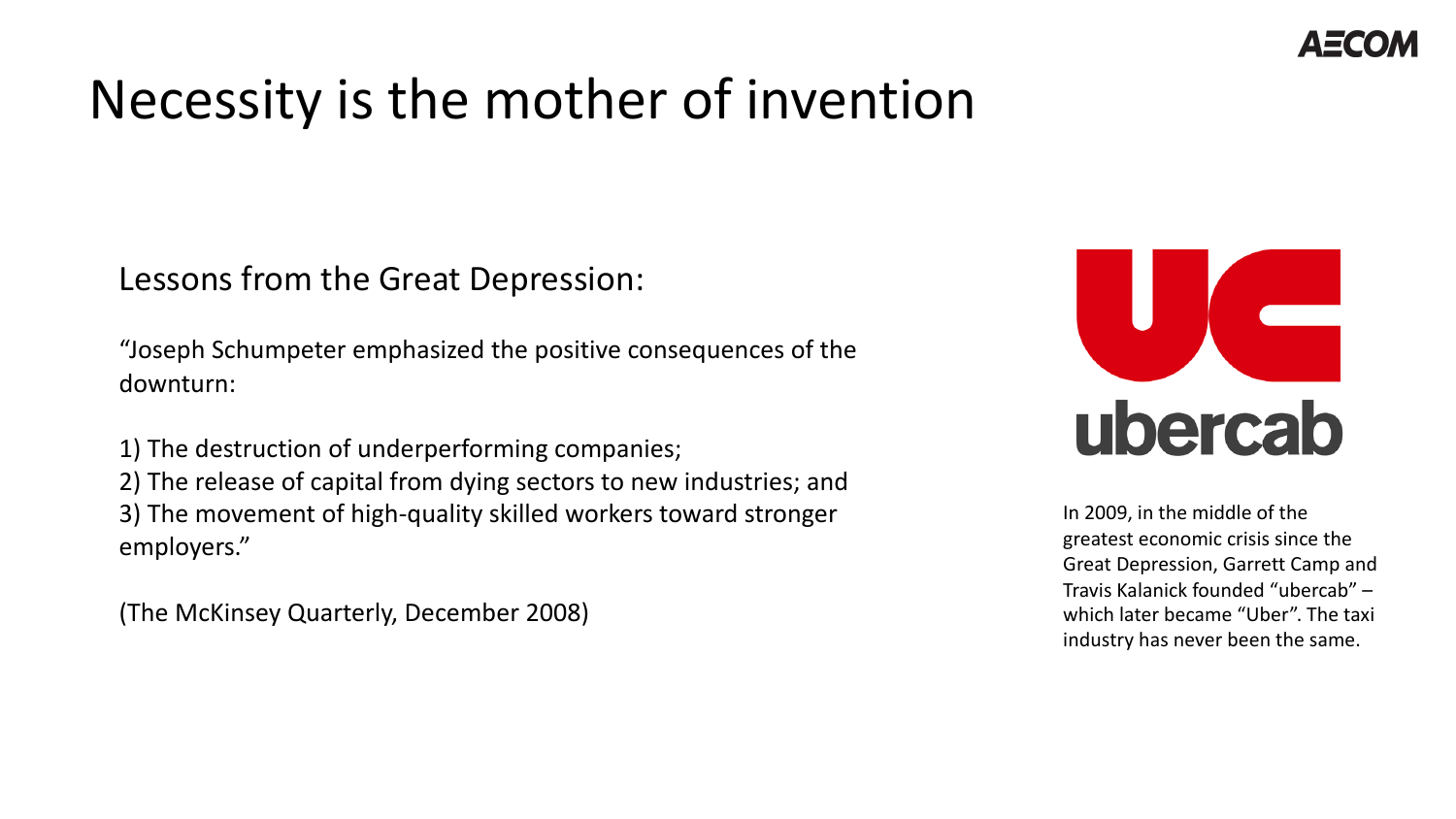# Necessity is the mother of invention

Lessons from the Great Depression:

“Joseph Schumpeter emphasized the positive consequences of the downturn:

1) The destruction of underperforming companies;
2) The release of capital from dying sectors to new industries; and
3) The movement of high-quality skilled workers toward stronger employers.”

(The McKinsey Quarterly, December 2008)

UC
ubercab

In 2009, in the middle of the greatest economic crisis since the Great Depression, Garrett Camp and Travis Kalanick founded “ubercab” – which later became “Uber”. The taxi industry has never been the same.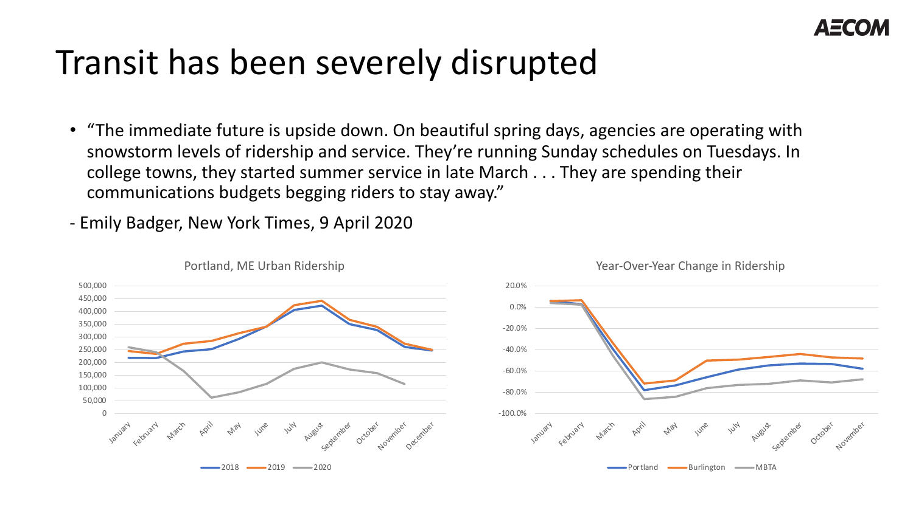# Transit has been severely disrupted

- "The immediate future is upside down. On beautiful spring days, agencies are operating with snowstorm levels of ridership and service. They're running Sunday schedules on Tuesdays. In college towns, they started summer service in late March . . . They are spending their communications budgets begging riders to stay away."

- Emily Badger, New York Times, 9 April 2020

Portland, ME Urban Ridership

500,000
450,000
400,000
350,000
300,000
250,000
200,000
150,000
100,000
50,000
0

January February March April May June July August September October November December

2018 2019 2020

Year-Over-Year Change in Ridership

20.0%
0.0%
-20.0%
-40.0%
-60.0%
-80.0%
-100.0%

January February March April May June July August September October November

Portland Burlington MBTA